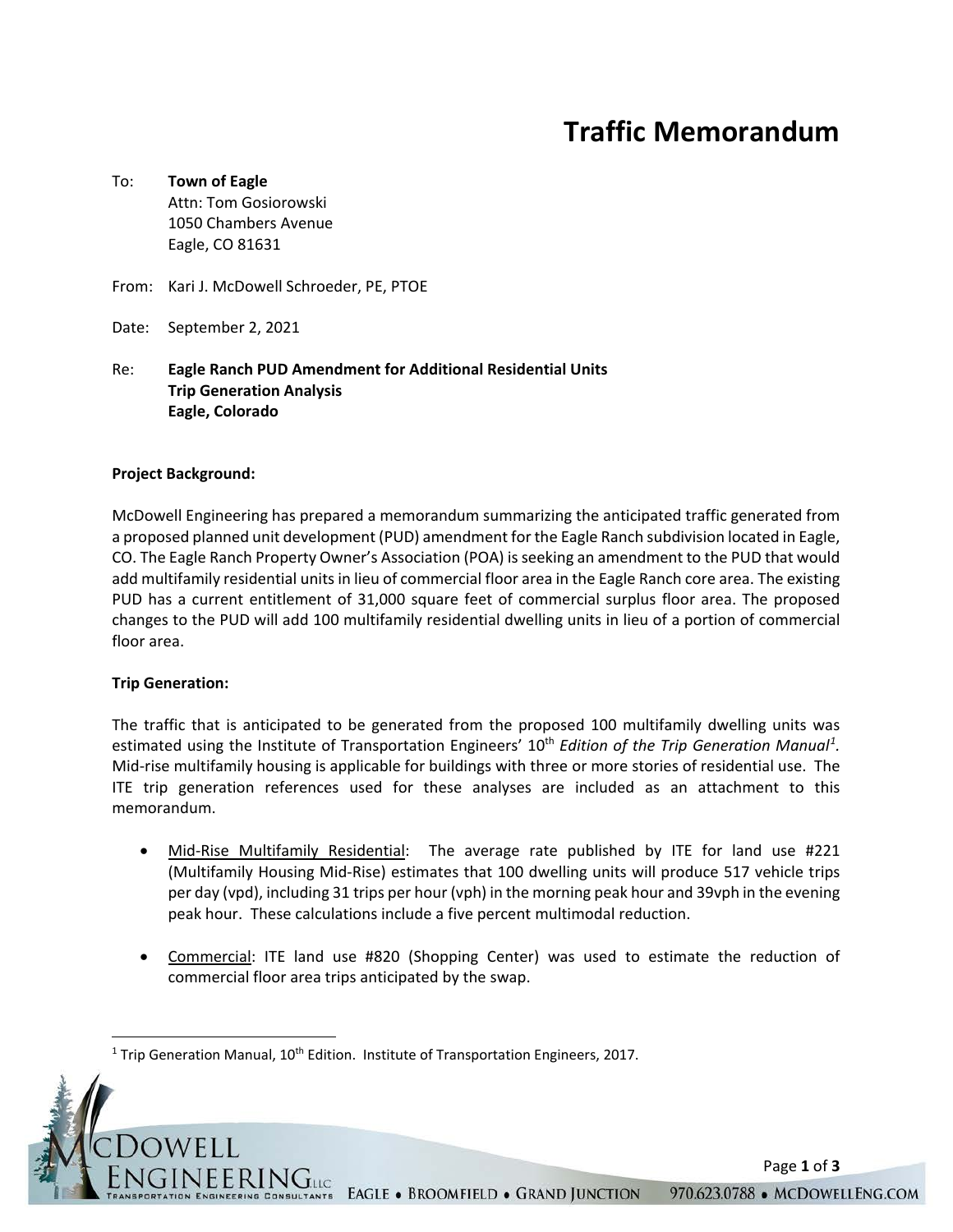# Traffic Memorandum

To: **Town of Eagle**
Attn: Tom Gosiorowski
1050 Chambers Avenue
Eagle, CO 81631

From: Kari J. McDowell Schroeder, PE, PTOE

Date: September 2, 2021

Re: **Eagle Ranch PUD Amendment for Additional Residential Units**
**Trip Generation Analysis**
**Eagle, Colorado**

**Project Background:**

McDowell Engineering has prepared a memorandum summarizing the anticipated traffic generated from a proposed planned unit development (PUD) amendment for the Eagle Ranch subdivision located in Eagle, CO. The Eagle Ranch Property Owner's Association (POA) is seeking an amendment to the PUD that would add multifamily residential units in lieu of commercial floor area in the Eagle Ranch core area. The existing PUD has a current entitlement of 31,000 square feet of commercial surplus floor area. The proposed changes to the PUD will add 100 multifamily residential dwelling units in lieu of a portion of commercial floor area.

**Trip Generation:**

The traffic that is anticipated to be generated from the proposed 100 multifamily dwelling units was estimated using the Institute of Transportation Engineers' 10th *Edition of the Trip Generation Manual*[1]. Mid-rise multifamily housing is applicable for buildings with three or more stories of residential use. The ITE trip generation references used for these analyses are included as an attachment to this memorandum.

- Mid-Rise Multifamily Residential: The average rate published by ITE for land use #221 (Multifamily Housing Mid-Rise) estimates that 100 dwelling units will produce 517 vehicle trips per day (vpd), including 31 trips per hour (vph) in the morning peak hour and 39vph in the evening peak hour. These calculations include a five percent multimodal reduction.

- Commercial: ITE land use #820 (Shopping Center) was used to estimate the reduction of commercial floor area trips anticipated by the swap.

[1] Trip Generation Manual, 10th Edition. Institute of Transportation Engineers, 2017.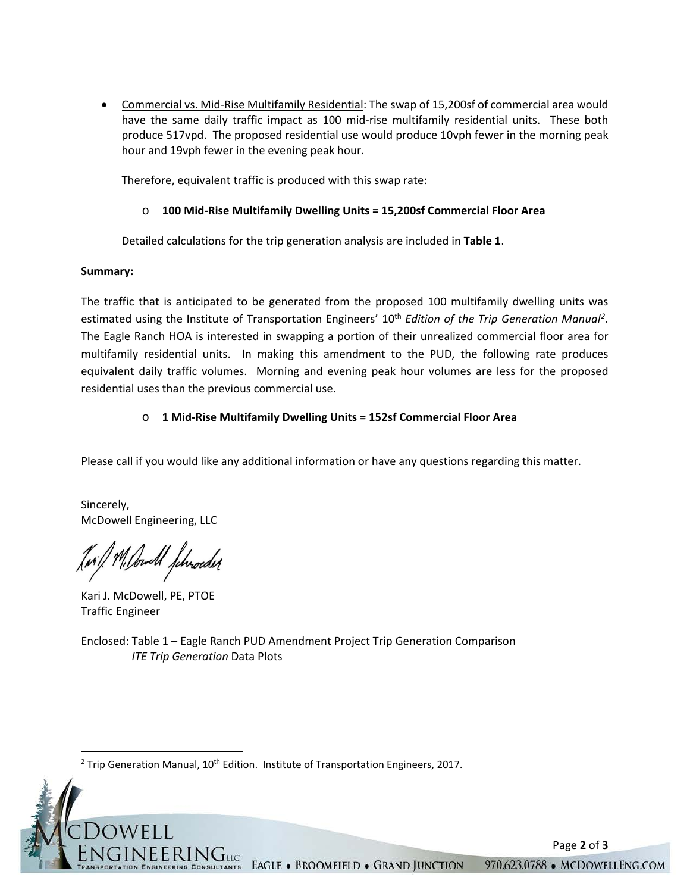- Commercial vs. Mid-Rise Multifamily Residential: The swap of 15,200sf of commercial area would have the same daily traffic impact as 100 mid-rise multifamily residential units. These both produce 517vpd. The proposed residential use would produce 10vph fewer in the morning peak hour and 19vph fewer in the evening peak hour.

  Therefore, equivalent traffic is produced with this swap rate:

  - **100 Mid-Rise Multifamily Dwelling Units = 15,200sf Commercial Floor Area**

  Detailed calculations for the trip generation analysis are included in **Table 1**.

**Summary:**

The traffic that is anticipated to be generated from the proposed 100 multifamily dwelling units was estimated using the Institute of Transportation Engineers' 10th *Edition of the Trip Generation Manual*[2]. The Eagle Ranch HOA is interested in swapping a portion of their unrealized commercial floor area for multifamily residential units. In making this amendment to the PUD, the following rate produces equivalent daily traffic volumes. Morning and evening peak hour volumes are less for the proposed residential uses than the previous commercial use.

- **1 Mid-Rise Multifamily Dwelling Units = 152sf Commercial Floor Area**

Please call if you would like any additional information or have any questions regarding this matter.

Sincerely,
McDowell Engineering, LLC

Kari J. McDowell, PE, PTOE
Traffic Engineer

Enclosed: Table 1 – Eagle Ranch PUD Amendment Project Trip Generation Comparison
*ITE Trip Generation* Data Plots

[2] Trip Generation Manual, 10th Edition. Institute of Transportation Engineers, 2017.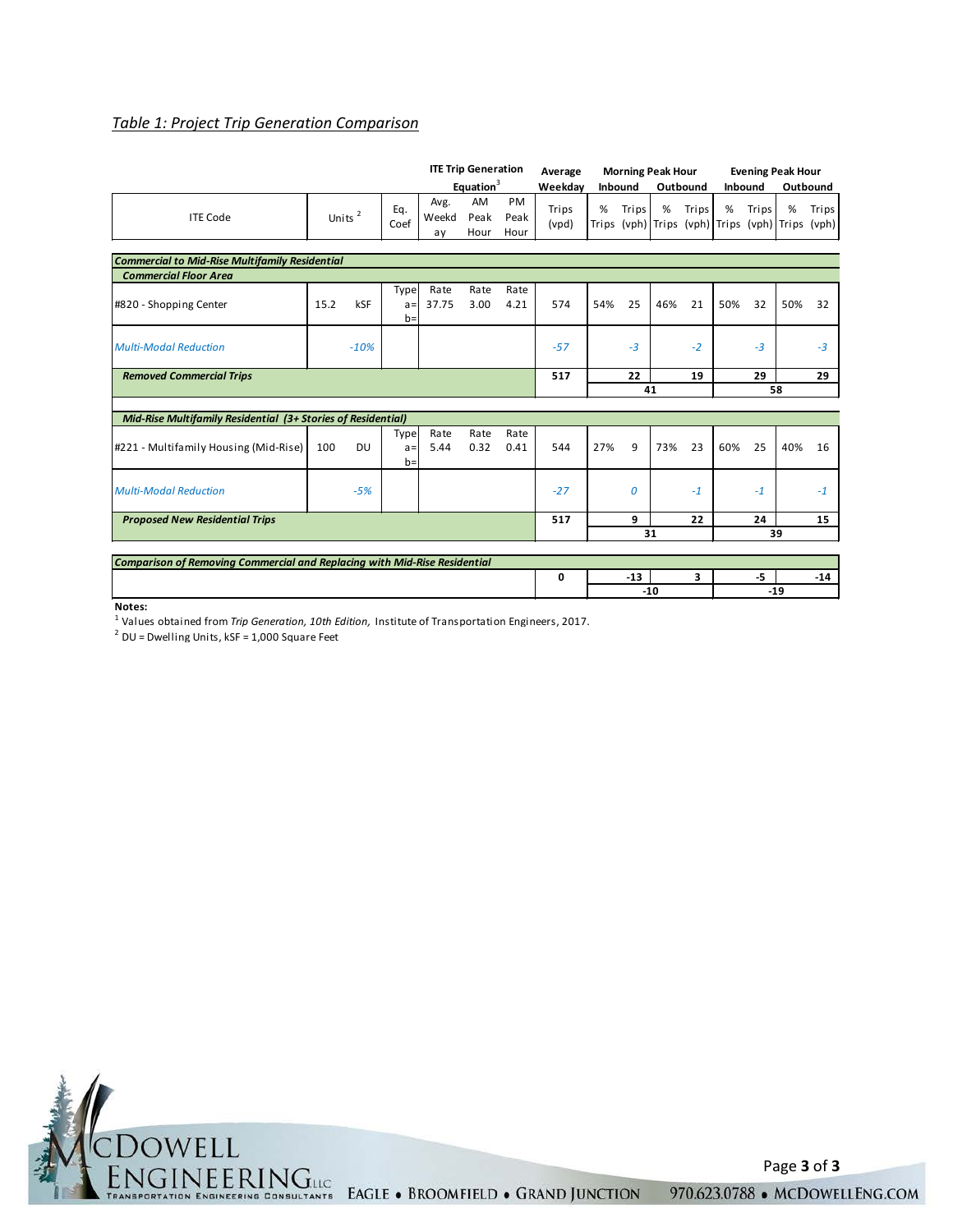*Table 1: Project Trip Generation Comparison*

| ITE Code | Units[2] | | Eq. Coef | ITE Trip Generation Equation[3] Avg. Weekday | AM Peak Hour | PM Peak Hour | Average Weekday Trips (vpd) | Morning Peak Hour Inbound % Trips | Inbound Trips (vph) | Outbound % Trips | Outbound Trips (vph) | Evening Peak Hour Inbound % Trips | Inbound Trips (vph) | Outbound % Trips | Outbound Trips (vph) |
|---|---|---|---|---|---|---|---|---|---|---|---|---|---|---|---|
| ***Commercial to Mid-Rise Multifamily Residential*** | | | | | | | | | | | | | | | |
| ***Commercial Floor Area*** | | | | | | | | | | | | | | | |
| #820 - Shopping Center | 15.2 | kSF | Type a= b= | Rate 37.75 | Rate 3.00 | Rate 4.21 | 574 | 54% | 25 | 46% | 21 | 50% | 32 | 50% | 32 |
| *Multi-Modal Reduction* | | *-10%* | | | | | *-57* | | *-3* | | *-2* | | *-3* | | *-3* |
| ***Removed Commercial Trips*** | | | | | | | **517** | | **22** | | **19** | | **29** | | **29** |
| | | | | | | | | | **41** | | | | **58** | | |
| ***Mid-Rise Multifamily Residential (3+ Stories of Residential)*** | | | | | | | | | | | | | | | |
| #221 - Multifamily Housing (Mid-Rise) | 100 | DU | Type a= b= | Rate 5.44 | Rate 0.32 | Rate 0.41 | 544 | 27% | 9 | 73% | 23 | 60% | 25 | 40% | 16 |
| *Multi-Modal Reduction* | | *-5%* | | | | | *-27* | | *0* | | *-1* | | *-1* | | *-1* |
| ***Proposed New Residential Trips*** | | | | | | | **517** | | **9** | | **22** | | **24** | | **15** |
| | | | | | | | | | **31** | | | | **39** | | |
| ***Comparison of Removing Commercial and Replacing with Mid-Rise Residential*** | | | | | | | | | | | | | | | |
| | | | | | | | **0** | | **-13** | | **3** | | **-5** | | **-14** |
| | | | | | | | | | **-10** | | | | **-19** | | |

**Notes:**

[1] Values obtained from *Trip Generation, 10th Edition,* Institute of Transportation Engineers, 2017.

[2] DU = Dwelling Units, kSF = 1,000 Square Feet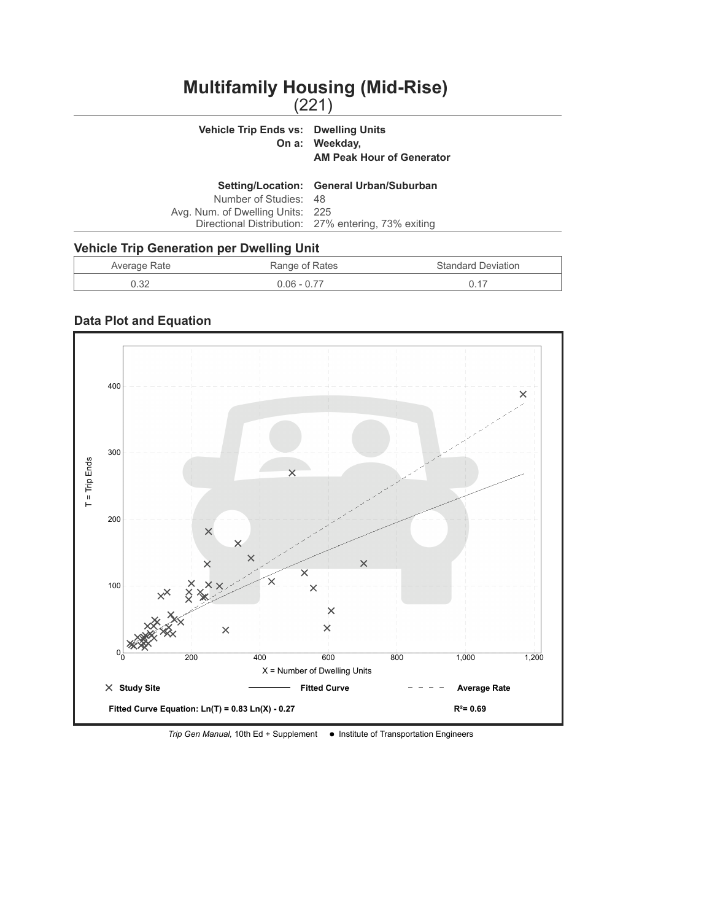# Multifamily Housing (Mid-Rise)
(221)

**Vehicle Trip Ends vs:** **Dwelling Units**
**On a:** **Weekday,**
**AM Peak Hour of Generator**

**Setting/Location:** **General Urban/Suburban**
Number of Studies: 48
Avg. Num. of Dwelling Units: 225
Directional Distribution: 27% entering, 73% exiting

## Vehicle Trip Generation per Dwelling Unit

| Average Rate | Range of Rates | Standard Deviation |
|---|---|---|
| 0.32 | 0.06 - 0.77 | 0.17 |

## Data Plot and Equation

T = Trip Ends

X = Number of Dwelling Units

× Study Site — Fitted Curve - - - - Average Rate

**Fitted Curve Equation:** $Ln(T) = 0.83\ Ln(X) - 0.27$ **$R^2$= 0.69**

*Trip Gen Manual,* 10th Ed + Supplement ● Institute of Transportation Engineers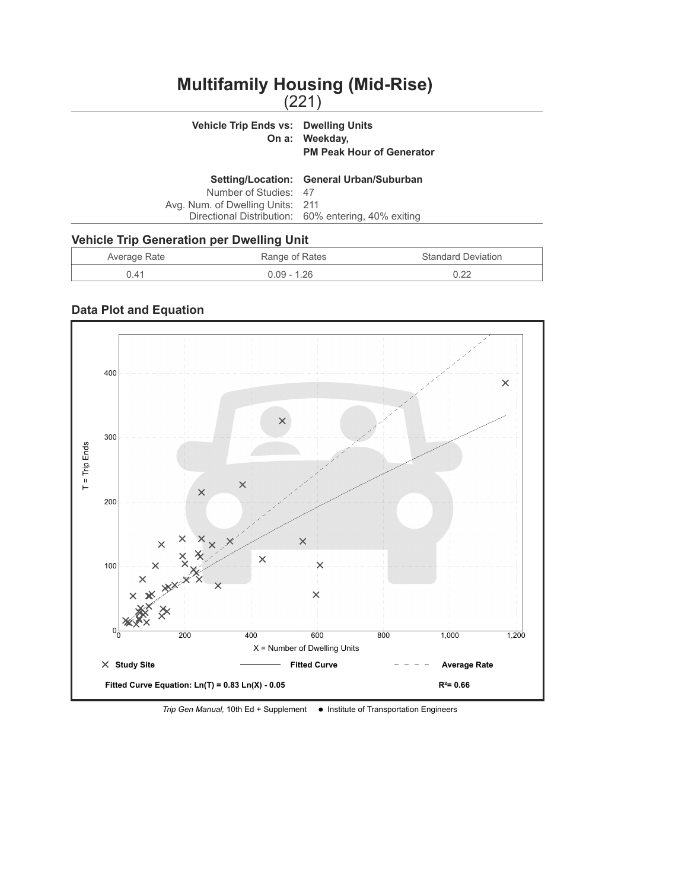# Multifamily Housing (Mid-Rise)

(221)

**Vehicle Trip Ends vs:** **Dwelling Units**
**On a:** **Weekday,**
**PM Peak Hour of Generator**

**Setting/Location:** **General Urban/Suburban**
Number of Studies: 47
Avg. Num. of Dwelling Units: 211
Directional Distribution: 60% entering, 40% exiting

## Vehicle Trip Generation per Dwelling Unit

| Average Rate | Range of Rates | Standard Deviation |
| --- | --- | --- |
| 0.41 | 0.09 - 1.26 | 0.22 |

## Data Plot and Equation

T = Trip Ends

X = Number of Dwelling Units

× Study Site —— Fitted Curve - - - - Average Rate

**Fitted Curve Equation: $Ln(T) = 0.83 Ln(X) - 0.05$** **$R^2$= 0.66**

*Trip Gen Manual,* 10th Ed + Supplement ● Institute of Transportation Engineers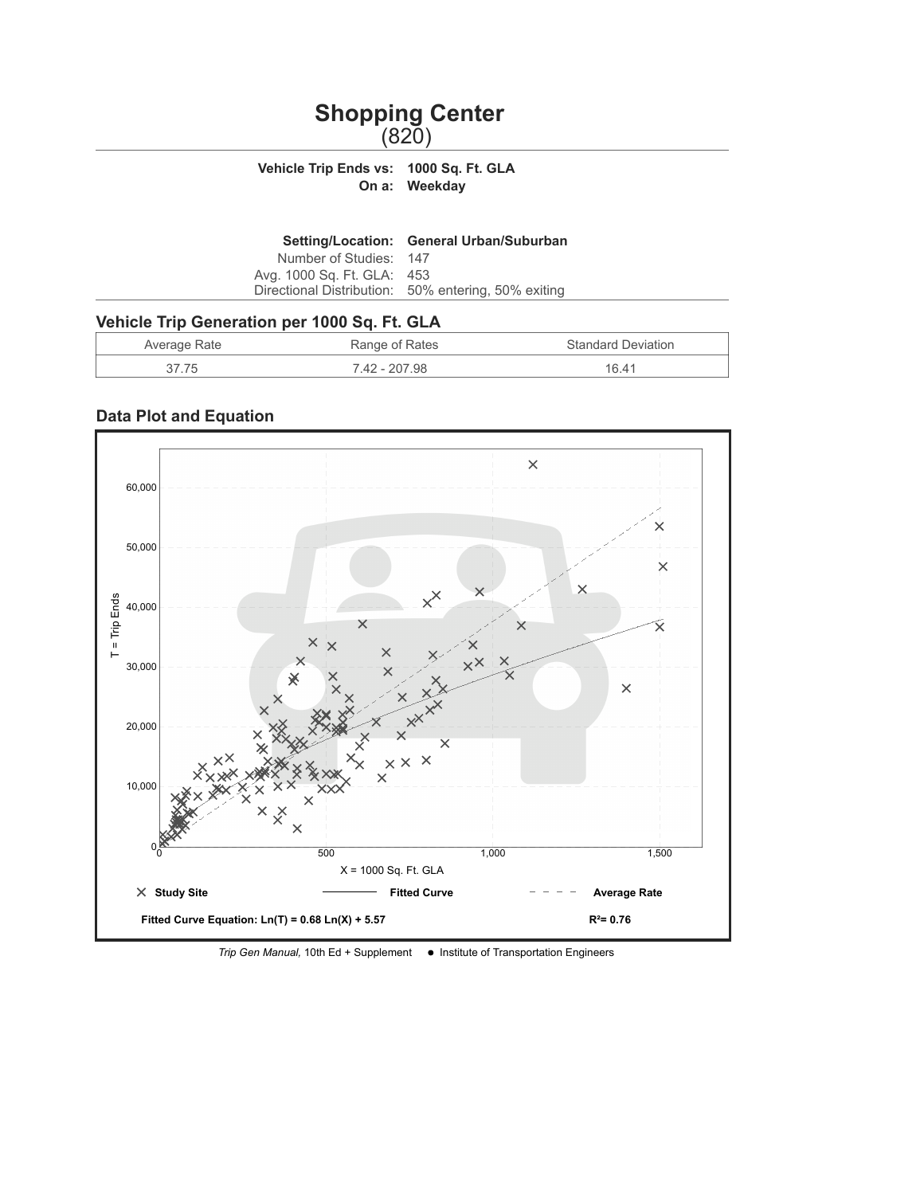# Shopping Center

(820)

**Vehicle Trip Ends vs: 1000 Sq. Ft. GLA**
**On a: Weekday**

**Setting/Location: General Urban/Suburban**
Number of Studies: 147
Avg. 1000 Sq. Ft. GLA: 453
Directional Distribution: 50% entering, 50% exiting

## Vehicle Trip Generation per 1000 Sq. Ft. GLA

| Average Rate | Range of Rates | Standard Deviation |
|---|---|---|
| 37.75 | 7.42 - 207.98 | 16.41 |

## Data Plot and Equation

T = Trip Ends

X = 1000 Sq. Ft. GLA

× Study Site — Fitted Curve - - - - Average Rate

**Fitted Curve Equation: $Ln(T) = 0.68\, Ln(X) + 5.57$**

**$R^2 = 0.76$**

*Trip Gen Manual*, 10th Ed + Supplement • Institute of Transportation Engineers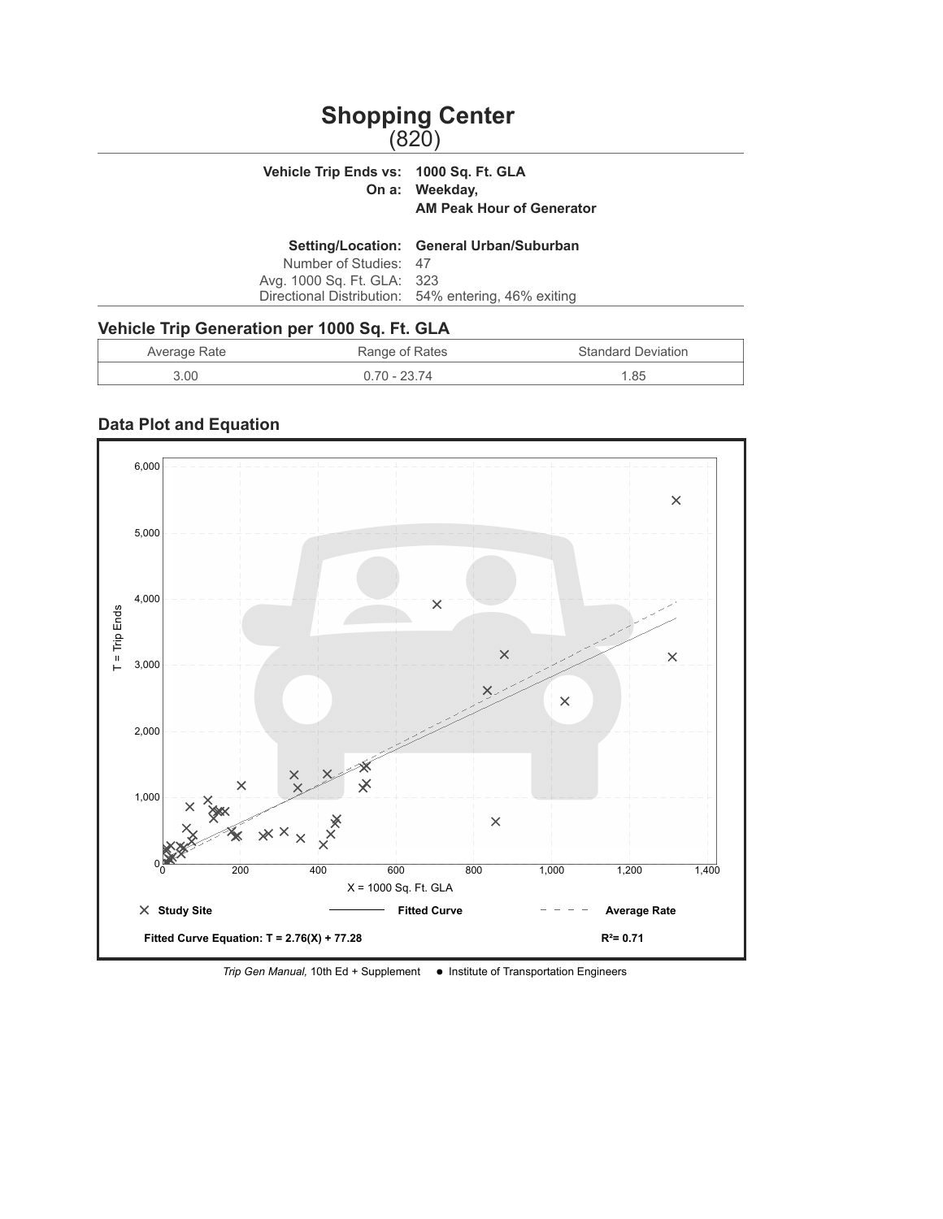# Shopping Center
(820)

**Vehicle Trip Ends vs:** **1000 Sq. Ft. GLA**
**On a:** **Weekday,**
**AM Peak Hour of Generator**

**Setting/Location:** **General Urban/Suburban**
Number of Studies: 47
Avg. 1000 Sq. Ft. GLA: 323
Directional Distribution: 54% entering, 46% exiting

## Vehicle Trip Generation per 1000 Sq. Ft. GLA

| Average Rate | Range of Rates | Standard Deviation |
|---|---|---|
| 3.00 | 0.70 - 23.74 | 1.85 |

## Data Plot and Equation

T = Trip Ends

X = 1000 Sq. Ft. GLA

× Study Site — Fitted Curve - - - - Average Rate

**Fitted Curve Equation: $T = 2.76(X) + 77.28$** **$R^2 = 0.71$**

*Trip Gen Manual,* 10th Ed + Supplement ● Institute of Transportation Engineers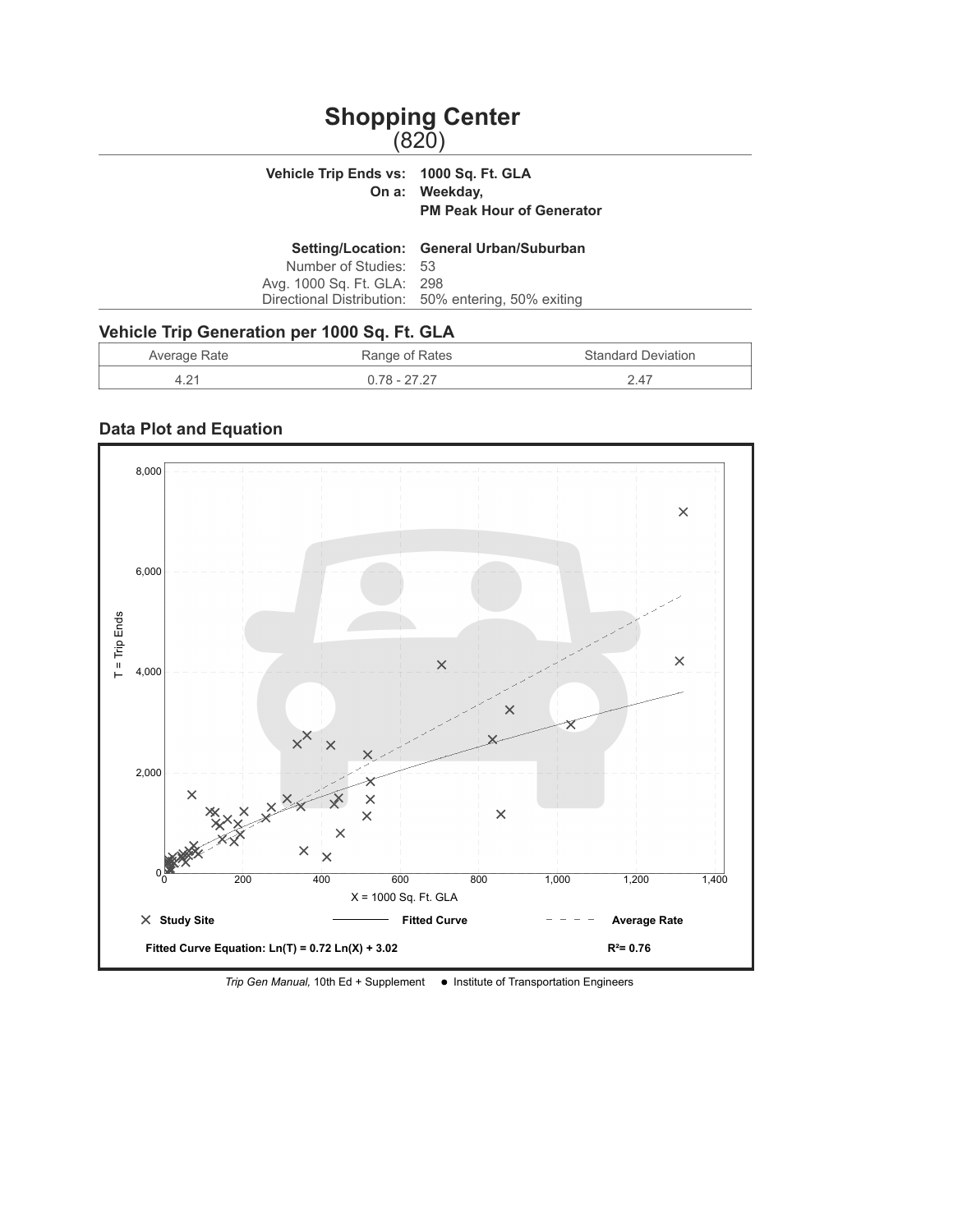# Shopping Center
(820)

**Vehicle Trip Ends vs:** **1000 Sq. Ft. GLA**
**On a:** **Weekday,**
**PM Peak Hour of Generator**

**Setting/Location:** **General Urban/Suburban**
Number of Studies: 53
Avg. 1000 Sq. Ft. GLA: 298
Directional Distribution: 50% entering, 50% exiting

## Vehicle Trip Generation per 1000 Sq. Ft. GLA

| Average Rate | Range of Rates | Standard Deviation |
|---|---|---|
| 4.21 | 0.78 - 27.27 | 2.47 |

## Data Plot and Equation

8,000
6,000
4,000
2,000
0

T = Trip Ends

0 200 400 600 800 1,000 1,200 1,400

X = 1000 Sq. Ft. GLA

× Study Site —— Fitted Curve - - - - Average Rate

**Fitted Curve Equation: $Ln(T) = 0.72\ Ln(X) + 3.02$**

**$R^2 = 0.76$**

*Trip Gen Manual,* 10th Ed + Supplement ● Institute of Transportation Engineers